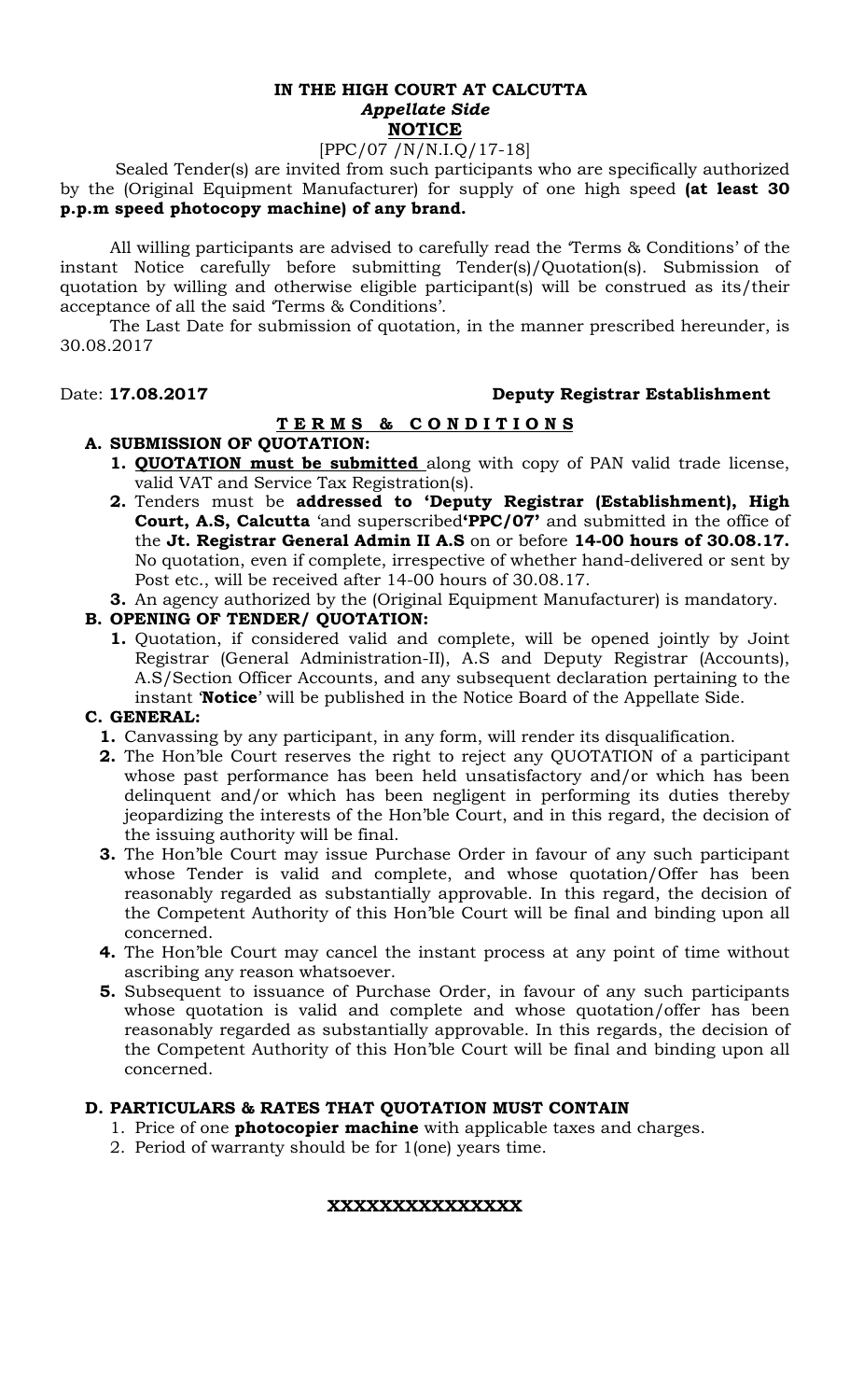**IN THE HIGH COURT AT CALCUTTA**
***Appellate Side***
**NOTICE**

[PPC/07 /N/N.I.Q/17-18]

Sealed Tender(s) are invited from such participants who are specifically authorized by the (Original Equipment Manufacturer) for supply of one high speed **(at least 30 p.p.m speed photocopy machine) of any brand.**

All willing participants are advised to carefully read the 'Terms & Conditions' of the instant Notice carefully before submitting Tender(s)/Quotation(s). Submission of quotation by willing and otherwise eligible participant(s) will be construed as its/their acceptance of all the said 'Terms & Conditions'.

The Last Date for submission of quotation, in the manner prescribed hereunder, is 30.08.2017

Date: **17.08.2017** **Deputy Registrar Establishment**

## T E R M S & C O N D I T I O N S

**A. SUBMISSION OF QUOTATION:**

1. **QUOTATION must be submitted** along with copy of PAN valid trade license, valid VAT and Service Tax Registration(s).
2. Tenders must be **addressed to 'Deputy Registrar (Establishment), High Court, A.S, Calcutta** 'and superscribed**'PPC/07'** and submitted in the office of the **Jt. Registrar General Admin II A.S** on or before **14-00 hours of 30.08.17.** No quotation, even if complete, irrespective of whether hand-delivered or sent by Post etc., will be received after 14-00 hours of 30.08.17.
3. An agency authorized by the (Original Equipment Manufacturer) is mandatory.

**B. OPENING OF TENDER/ QUOTATION:**

1. Quotation, if considered valid and complete, will be opened jointly by Joint Registrar (General Administration-II), A.S and Deputy Registrar (Accounts), A.S/Section Officer Accounts, and any subsequent declaration pertaining to the instant '**Notice**' will be published in the Notice Board of the Appellate Side.

**C. GENERAL:**

1. Canvassing by any participant, in any form, will render its disqualification.
2. The Hon'ble Court reserves the right to reject any QUOTATION of a participant whose past performance has been held unsatisfactory and/or which has been delinquent and/or which has been negligent in performing its duties thereby jeopardizing the interests of the Hon'ble Court, and in this regard, the decision of the issuing authority will be final.
3. The Hon'ble Court may issue Purchase Order in favour of any such participant whose Tender is valid and complete, and whose quotation/Offer has been reasonably regarded as substantially approvable. In this regard, the decision of the Competent Authority of this Hon'ble Court will be final and binding upon all concerned.
4. The Hon'ble Court may cancel the instant process at any point of time without ascribing any reason whatsoever.
5. Subsequent to issuance of Purchase Order, in favour of any such participants whose quotation is valid and complete and whose quotation/offer has been reasonably regarded as substantially approvable. In this regards, the decision of the Competent Authority of this Hon'ble Court will be final and binding upon all concerned.

**D. PARTICULARS & RATES THAT QUOTATION MUST CONTAIN**

1. Price of one **photocopier machine** with applicable taxes and charges.
2. Period of warranty should be for 1(one) years time.

**XXXXXXXXXXXXXXX**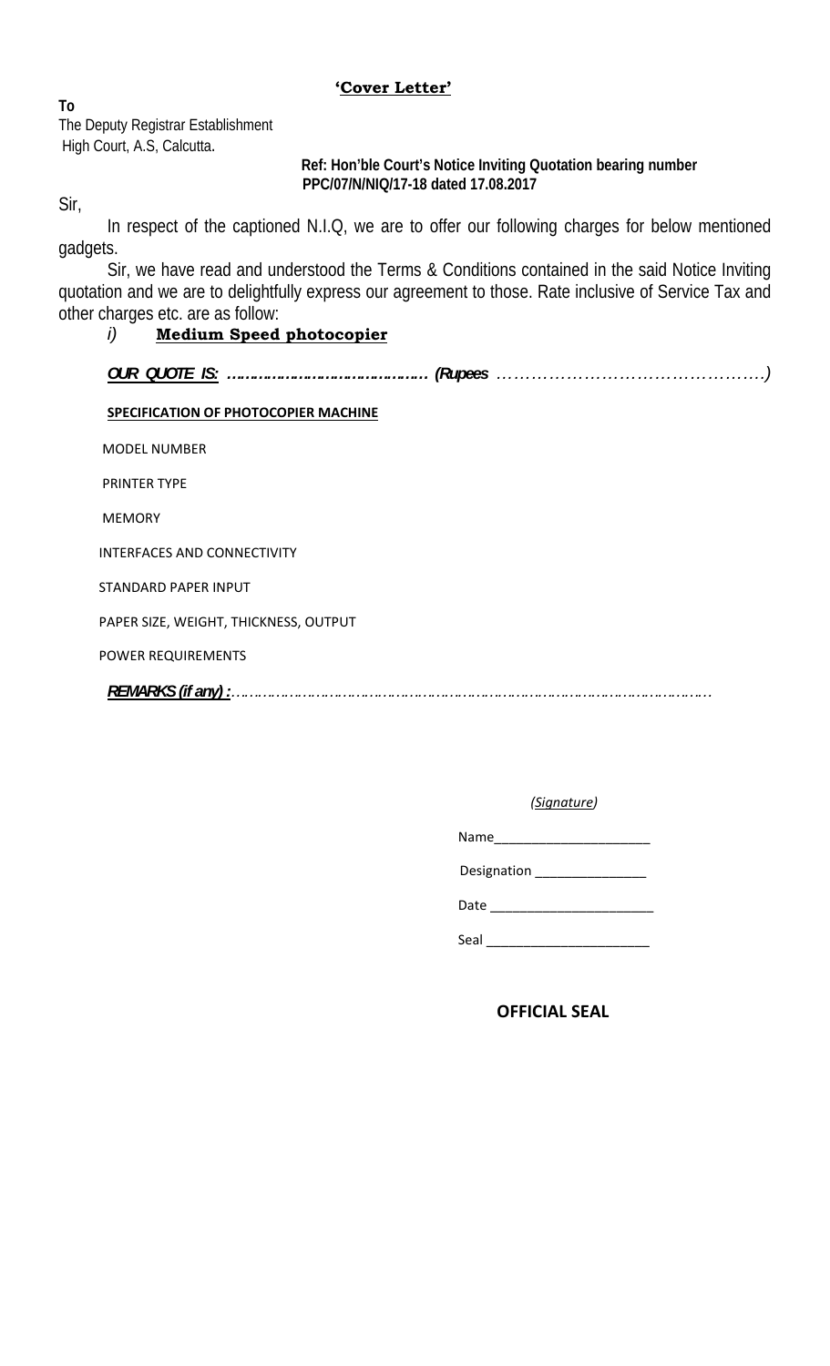## **'Cover Letter'**

**To**
The Deputy Registrar Establishment
High Court, A.S, Calcutta.

**Ref: Hon'ble Court's Notice Inviting Quotation bearing number PPC/07/N/NIQ/17-18 dated 17.08.2017**

Sir,

In respect of the captioned N.I.Q, we are to offer our following charges for below mentioned gadgets.

Sir, we have read and understood the Terms & Conditions contained in the said Notice Inviting quotation and we are to delightfully express our agreement to those. Rate inclusive of Service Tax and other charges etc. are as follow:

*i)* **Medium Speed photocopier**

***OUR QUOTE IS: ……………………………………… (Rupees …………………………………………)***

**SPECIFICATION OF PHOTOCOPIER MACHINE**

MODEL NUMBER

PRINTER TYPE

MEMORY

INTERFACES AND CONNECTIVITY

STANDARD PAPER INPUT

PAPER SIZE, WEIGHT, THICKNESS, OUTPUT

POWER REQUIREMENTS

***REMARKS (if any) :***………………………………………………………………………………………

*(Signature)*

Name_____________________

Designation _______________

Date ______________________

Seal ______________________

**OFFICIAL SEAL**